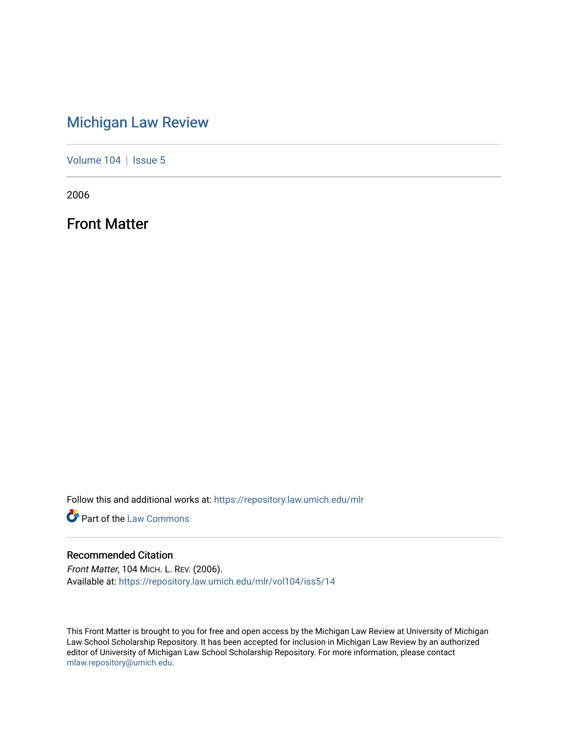# Michigan Law Review

Volume 104 | Issue 5

2006

## Front Matter

Follow this and additional works at: https://repository.law.umich.edu/mlr

Part of the Law Commons

### Recommended Citation

*Front Matter*, 104 MICH. L. REV. (2006).
Available at: https://repository.law.umich.edu/mlr/vol104/iss5/14

This Front Matter is brought to you for free and open access by the Michigan Law Review at University of Michigan Law School Scholarship Repository. It has been accepted for inclusion in Michigan Law Review by an authorized editor of University of Michigan Law School Scholarship Repository. For more information, please contact mlaw.repository@umich.edu.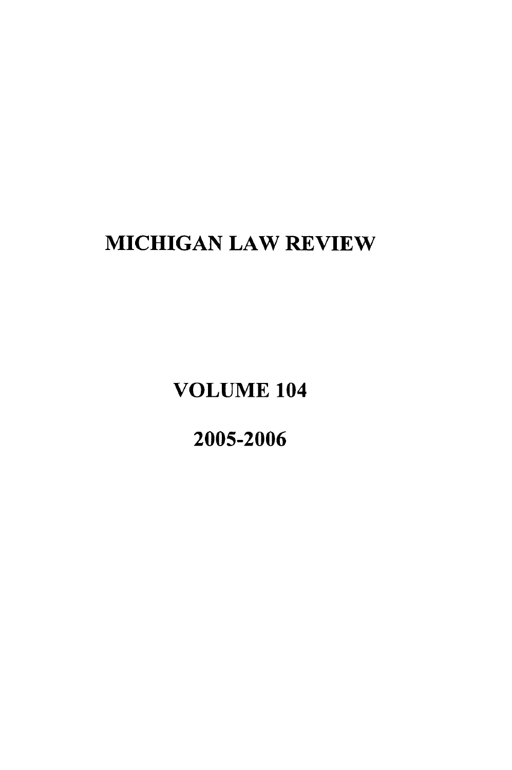# MICHIGAN LAW REVIEW

VOLUME 104

2005-2006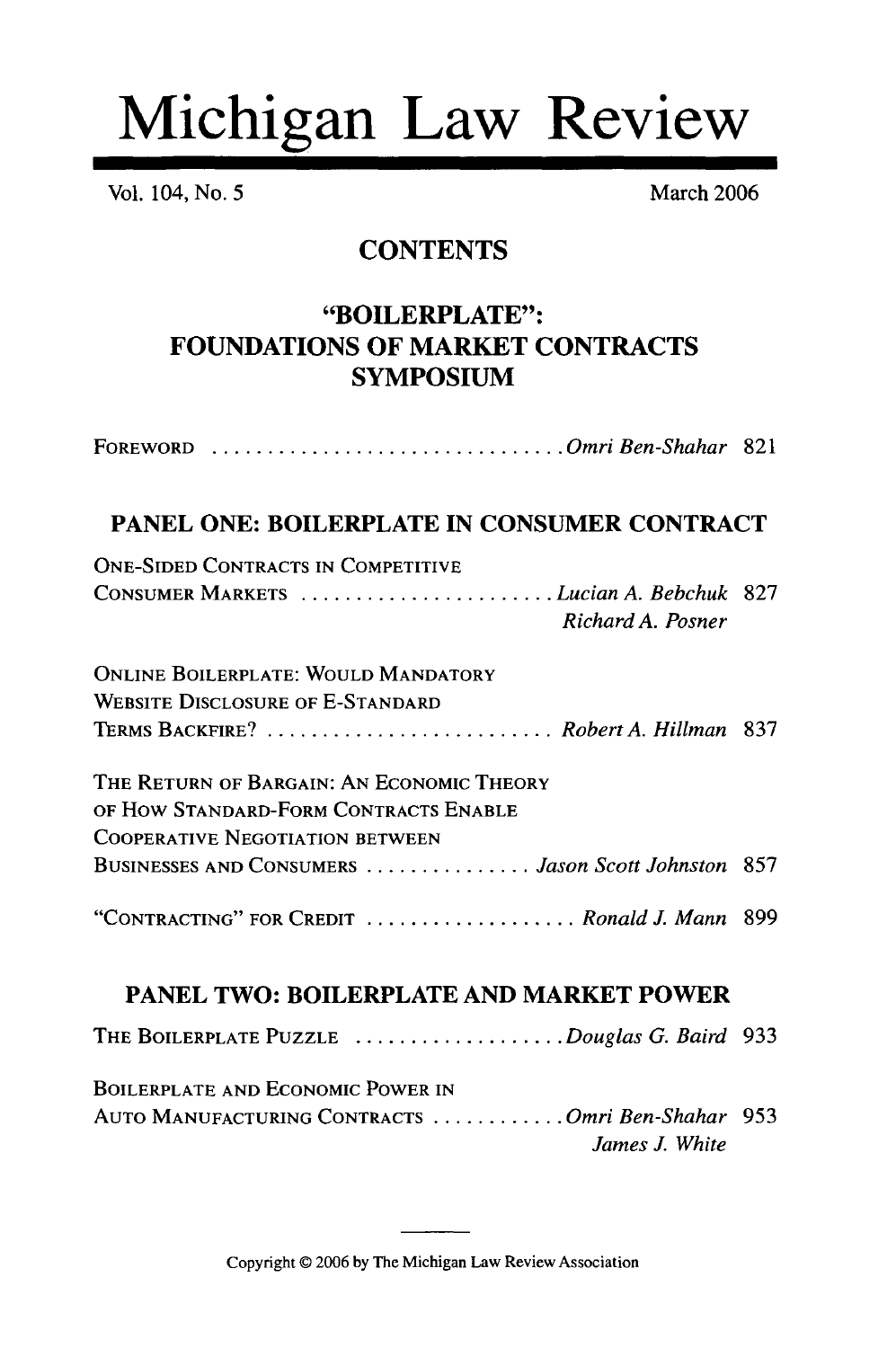# Michigan Law Review

Vol. 104, No. 5 March 2006

## CONTENTS

## "BOILERPLATE": FOUNDATIONS OF MARKET CONTRACTS SYMPOSIUM

FOREWORD ................................ *Omri Ben-Shahar* 821

### PANEL ONE: BOILERPLATE IN CONSUMER CONTRACT

ONE-SIDED CONTRACTS IN COMPETITIVE CONSUMER MARKETS ........................ *Lucian A. Bebchuk* 827
*Richard A. Posner*

ONLINE BOILERPLATE: WOULD MANDATORY WEBSITE DISCLOSURE OF E-STANDARD TERMS BACKFIRE? .......................... *Robert A. Hillman* 837

THE RETURN OF BARGAIN: AN ECONOMIC THEORY OF HOW STANDARD-FORM CONTRACTS ENABLE COOPERATIVE NEGOTIATION BETWEEN BUSINESSES AND CONSUMERS ............... *Jason Scott Johnston* 857

"CONTRACTING" FOR CREDIT ................... *Ronald J. Mann* 899

### PANEL TWO: BOILERPLATE AND MARKET POWER

THE BOILERPLATE PUZZLE ................... *Douglas G. Baird* 933

BOILERPLATE AND ECONOMIC POWER IN AUTO MANUFACTURING CONTRACTS ........... *Omri Ben-Shahar* 953
*James J. White*

Copyright © 2006 by The Michigan Law Review Association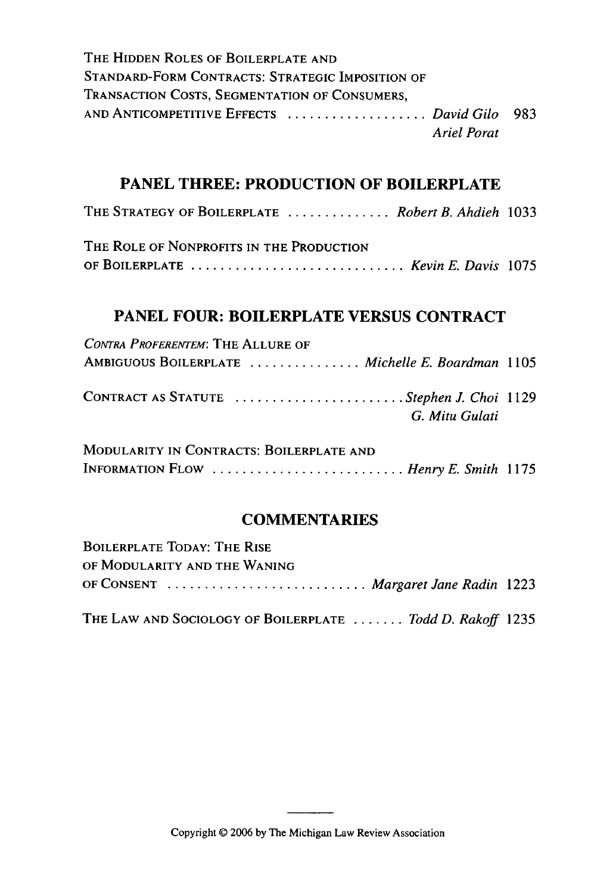The Hidden Roles of Boilerplate and Standard-Form Contracts: Strategic Imposition of Transaction Costs, Segmentation of Consumers, and Anticompetitive Effects .................. *David Gilo* *Ariel Porat* 983

## PANEL THREE: PRODUCTION OF BOILERPLATE

The Strategy of Boilerplate .............. *Robert B. Ahdieh* 1033

The Role of Nonprofits in the Production of Boilerplate .............................. *Kevin E. Davis* 1075

## PANEL FOUR: BOILERPLATE VERSUS CONTRACT

*Contra Proferentem*: The Allure of Ambiguous Boilerplate ............... *Michelle E. Boardman* 1105

Contract as Statute ........................ *Stephen J. Choi* *G. Mitu Gulati* 1129

Modularity in Contracts: Boilerplate and Information Flow ........................... *Henry E. Smith* 1175

## COMMENTARIES

Boilerplate Today: The Rise of Modularity and the Waning of Consent ........................... *Margaret Jane Radin* 1223

The Law and Sociology of Boilerplate ....... *Todd D. Rakoff* 1235

Copyright © 2006 by The Michigan Law Review Association